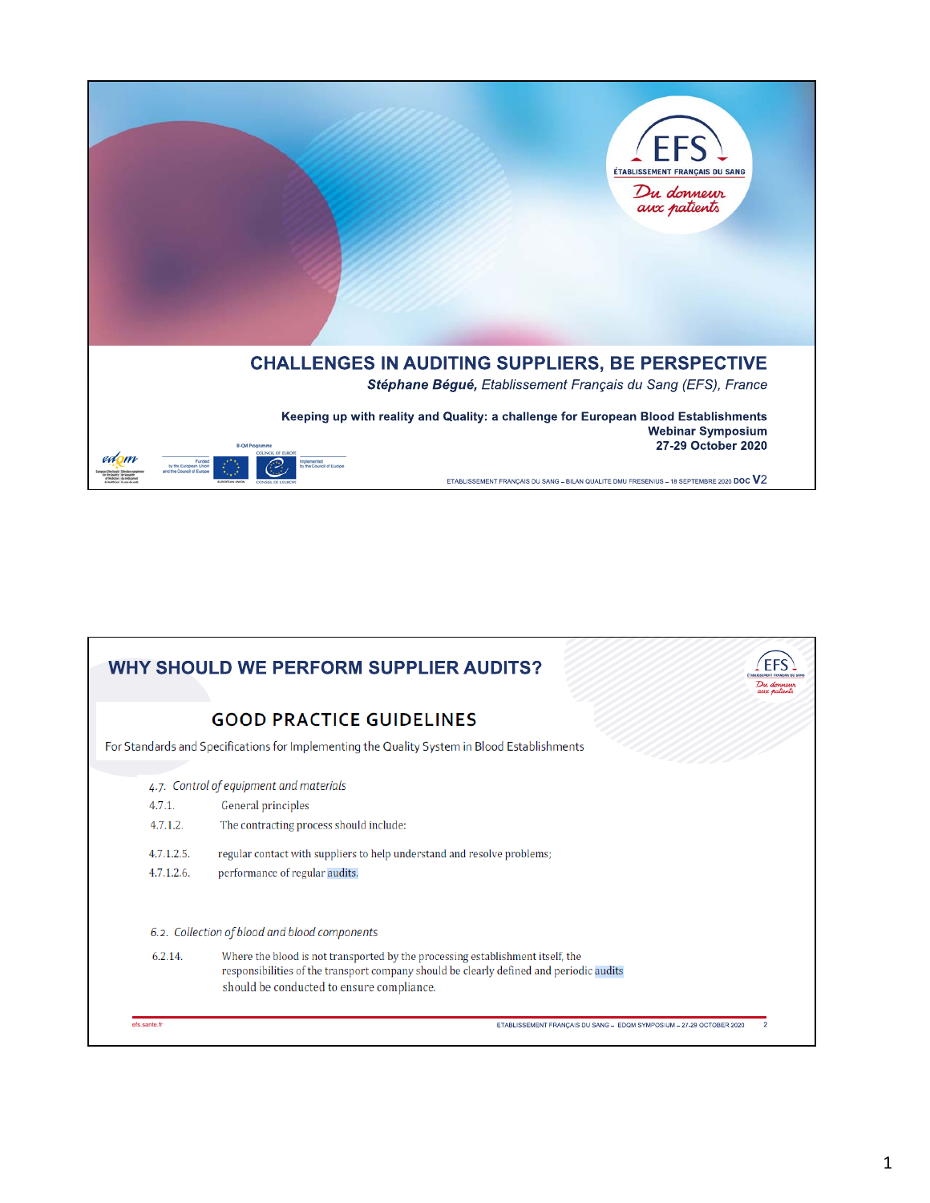# CHALLENGES IN AUDITING SUPPLIERS, BE PERSPECTIVE

***Stéphane Bégué,*** *Etablissement Français du Sang (EFS), France*

**Keeping up with reality and Quality: a challenge for European Blood Establishments**
**Webinar Symposium**
**27-29 October 2020**

## WHY SHOULD WE PERFORM SUPPLIER AUDITS?

### GOOD PRACTICE GUIDELINES

For Standards and Specifications for Implementing the Quality System in Blood Establishments

4.7. *Control of equipment and materials*

4.7.1. General principles

4.7.1.2. The contracting process should include:

4.7.1.2.5. regular contact with suppliers to help understand and resolve problems;

4.7.1.2.6. performance of regular audits.

6.2. *Collection of blood and blood components*

6.2.14. Where the blood is not transported by the processing establishment itself, the responsibilities of the transport company should be clearly defined and periodic audits should be conducted to ensure compliance.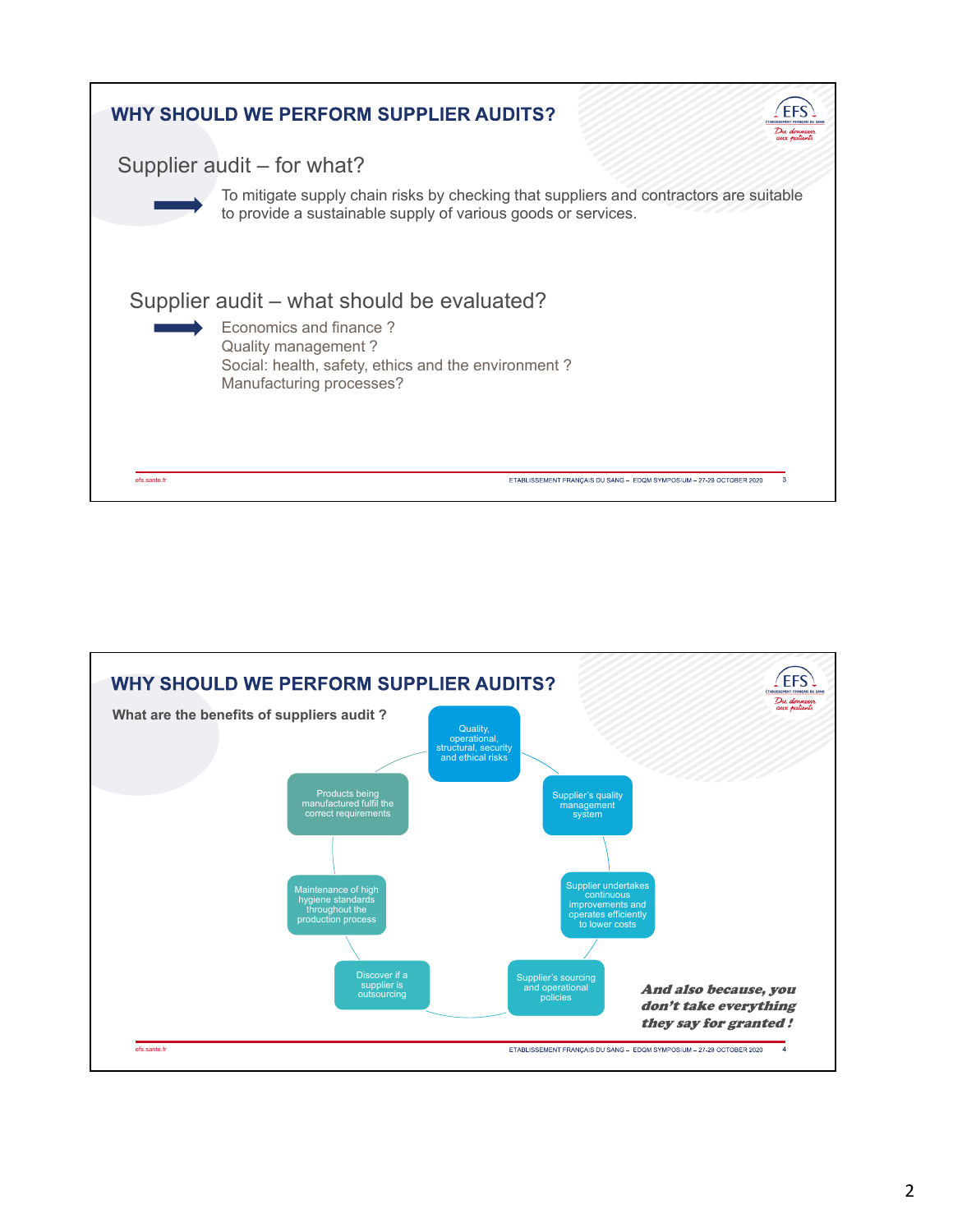## WHY SHOULD WE PERFORM SUPPLIER AUDITS?

### Supplier audit – for what?

➡ To mitigate supply chain risks by checking that suppliers and contractors are suitable to provide a sustainable supply of various goods or services.

### Supplier audit – what should be evaluated?

➡ Economics and finance ?
Quality management ?
Social: health, safety, ethics and the environment ?
Manufacturing processes?

## WHY SHOULD WE PERFORM SUPPLIER AUDITS?

**What are the benefits of suppliers audit ?**

- Quality, operational, structural, security and ethical risks
- Supplier's quality management system
- Supplier undertakes continuous improvements and operates efficiently to lower costs
- Supplier's sourcing and operational policies
- Discover if a supplier is outsourcing
- Maintenance of high hygiene standards throughout the production process
- Products being manufactured fulfil the correct requirements

***And also because, you don't take everything they say for granted !***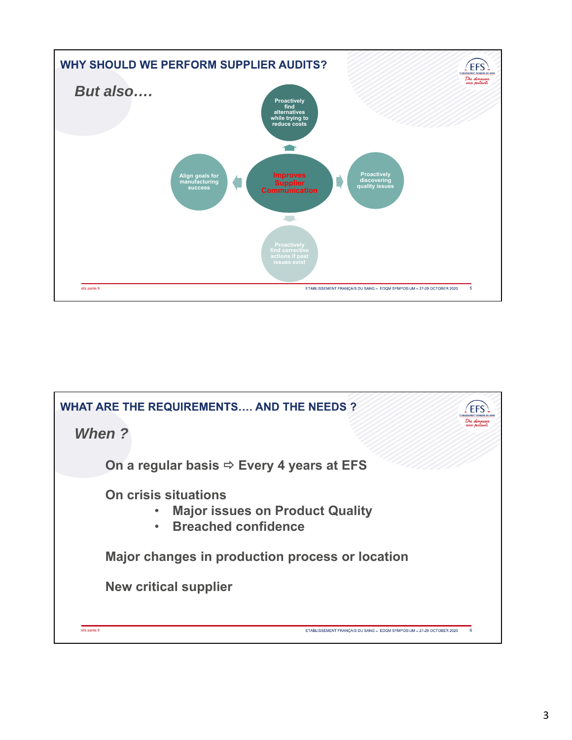## WHY SHOULD WE PERFORM SUPPLIER AUDITS?

### *But also….*

- **Improves Supplier Communication**
  - Proactively find alternatives while trying to reduce costs
  - Proactively discovering quality issues
  - Proactively find corrective actions if past issues exist
  - Align goals for manufacturing success

## WHAT ARE THE REQUIREMENTS…. AND THE NEEDS ?

### *When ?*

**On a regular basis ⇨ Every 4 years at EFS**

**On crisis situations**

- **Major issues on Product Quality**
- **Breached confidence**

**Major changes in production process or location**

**New critical supplier**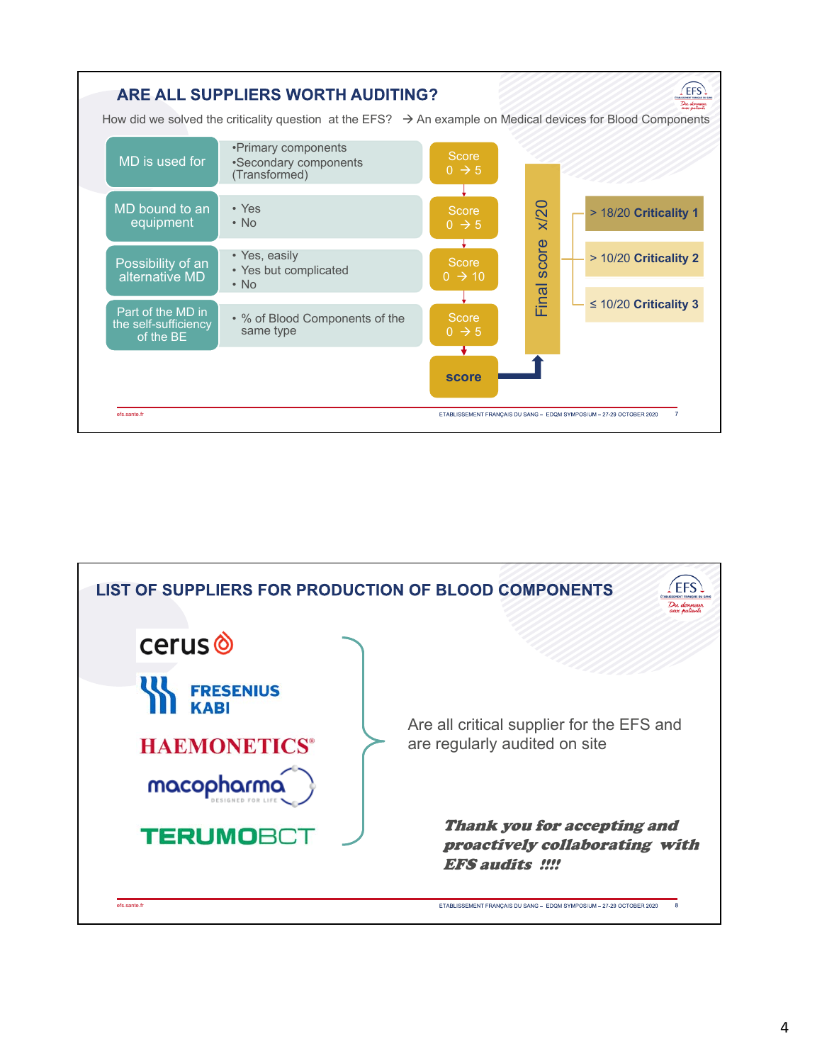## ARE ALL SUPPLIERS WORTH AUDITING?

How did we solved the criticality question at the EFS? → An example on Medical devices for Blood Components

| Criterion | Options | Score |
|---|---|---|
| MD is used for | •Primary components<br>•Secondary components (Transformed) | Score 0 → 5 |
| MD bound to an equipment | • Yes<br>• No | Score 0 → 5 |
| Possibility of an alternative MD | • Yes, easily<br>• Yes but complicated<br>• No | Score 0 → 10 |
| Part of the MD in the self-sufficiency of the BE | • % of Blood Components of the same type | Score 0 → 5 |

**score** → Final score x/20

- > 18/20 **Criticality 1**
- > 10/20 **Criticality 2**
- ≤ 10/20 **Criticality 3**

## LIST OF SUPPLIERS FOR PRODUCTION OF BLOOD COMPONENTS

- cerus
- FRESENIUS KABI
- HAEMONETICS®
- macopharma
- TERUMOBCT

Are all critical supplier for the EFS and are regularly audited on site

***Thank you for accepting and proactively collaborating with EFS audits !!!!***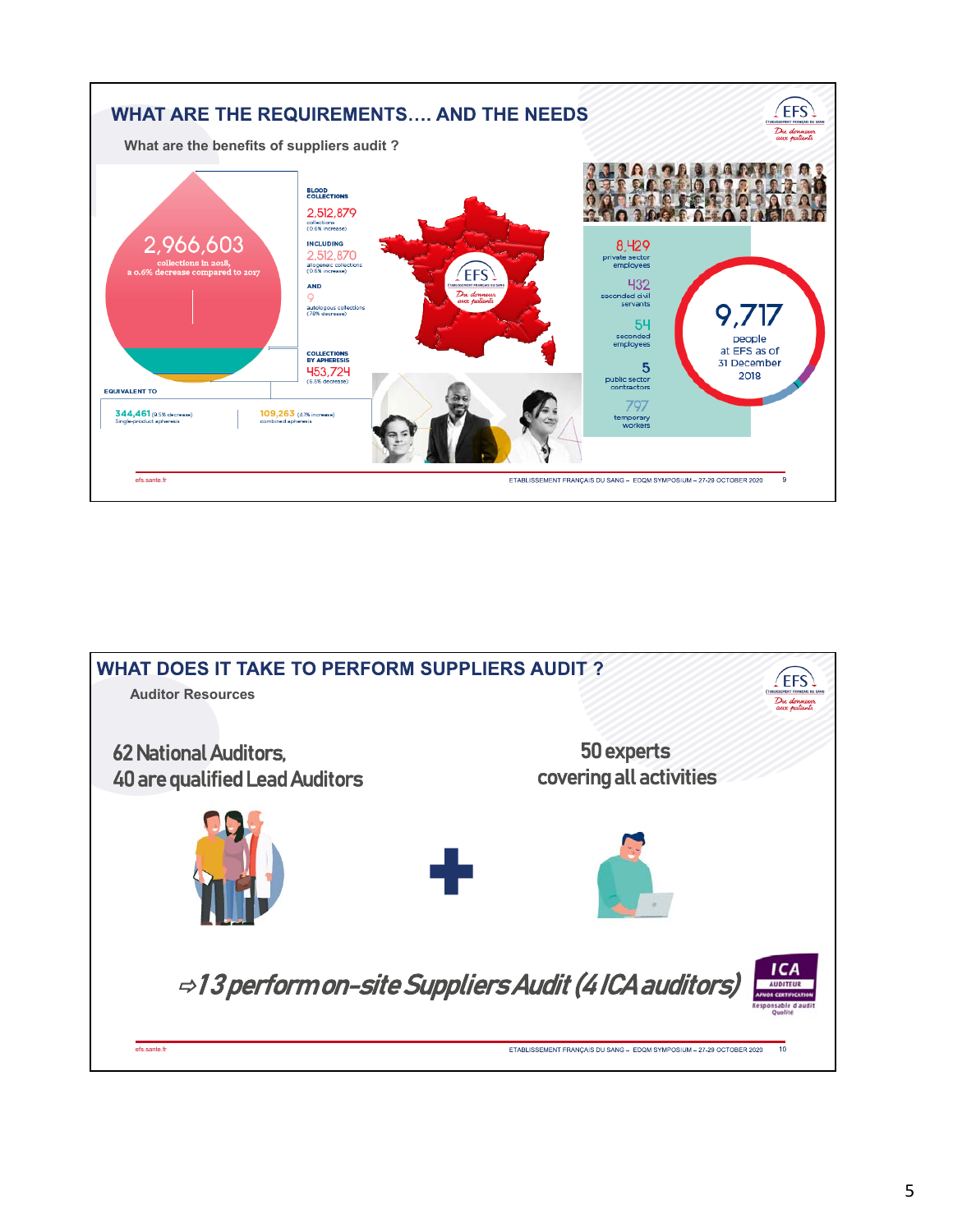## WHAT ARE THE REQUIREMENTS…. AND THE NEEDS

What are the benefits of suppliers audit ?

2,966,603
collections in 2018,
a 0.6% decrease compared to 2017

BLOOD COLLECTIONS
2,512,879
collections
(0.6% increase)

INCLUDING
2,512,870
allogeneic collections
(0.6% increase)

AND
9
autologous collections
(78% decrease)

COLLECTIONS BY APHERESIS
453,724
(6.5% decrease)

EQUIVALENT TO
344,461 (9.5% decrease) Single-product apheresis
109,263 (4.1% increase) combined apheresis

8,429 private sector employees
432 seconded civil servants
54 seconded employees
5 public sector contractors
797 temporary workers

9,717 people at EFS as of 31 December 2018

efs.sante.fr

ETABLISSEMENT FRANÇAIS DU SANG – EDQM SYMPOSIUM – 27-29 OCTOBER 2020

## WHAT DOES IT TAKE TO PERFORM SUPPLIERS AUDIT ?

Auditor Resources

62 National Auditors,
40 are qualified Lead Auditors

\+

50 experts
covering all activities

*⇨13 perform on-site Suppliers Audit (4 ICA auditors)*

ICA AUDITEUR AFNOR CERTIFICATION Responsable d'audit Qualité

efs.sante.fr

ETABLISSEMENT FRANÇAIS DU SANG – EDQM SYMPOSIUM – 27-29 OCTOBER 2020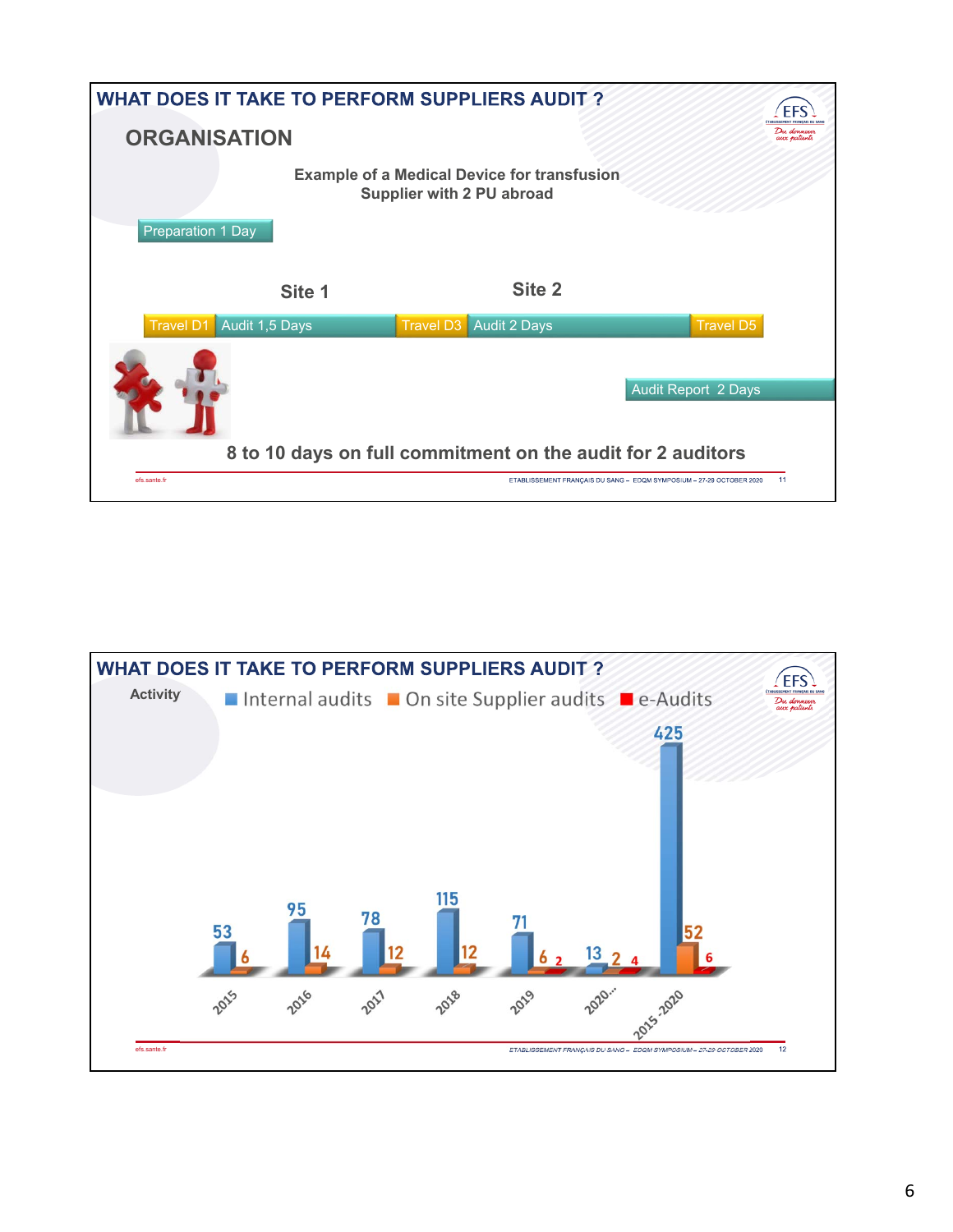## WHAT DOES IT TAKE TO PERFORM SUPPLIERS AUDIT ?

### ORGANISATION

**Example of a Medical Device for transfusion Supplier with 2 PU abroad**

Preparation 1 Day

| Site 1 | | Site 2 | | |
|---|---|---|---|---|
| Travel D1 | Audit 1,5 Days | Travel D3 | Audit 2 Days | Travel D5 |

Audit Report 2 Days

**8 to 10 days on full commitment on the audit for 2 auditors**

---

## WHAT DOES IT TAKE TO PERFORM SUPPLIERS AUDIT ?

**Activity**

| Year | Internal audits | On site Supplier audits | e-Audits |
|---|---|---|---|
| 2015 | 53 | 6 | |
| 2016 | 95 | 14 | |
| 2017 | 78 | 12 | |
| 2018 | 115 | 12 | |
| 2019 | 71 | 6 | 2 |
| 2020... | 13 | 2 | 4 |
| 2015-2020 | 425 | 52 | 6 |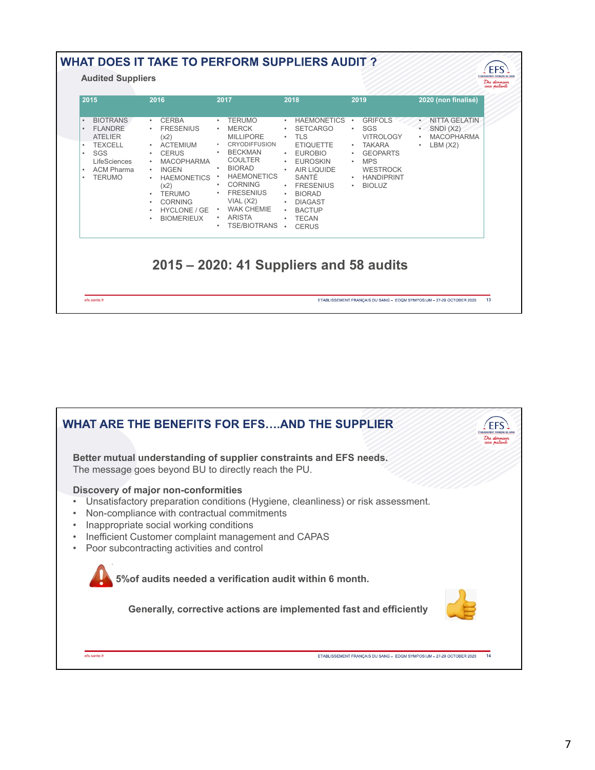# WHAT DOES IT TAKE TO PERFORM SUPPLIERS AUDIT ?

**Audited Suppliers**

| 2015 | 2016 | 2017 | 2018 | 2019 | 2020 (non finalisé) |
|---|---|---|---|---|---|
| • BIOTRANS<br>• FLANDRE ATELIER<br>• TEXCELL<br>• SGS LifeSciences<br>• ACM Pharma<br>• TERUMO | • CERBA<br>• FRESENIUS (x2)<br>• ACTEMIUM<br>• CERUS<br>• MACOPHARMA<br>• INGEN<br>• HAEMONETICS (x2)<br>• TERUMO<br>• CORNING<br>• HYCLONE / GE<br>• BIOMERIEUX | • TERUMO<br>• MERCK MILLIPORE<br>• CRYODIFFUSION<br>• BECKMAN COULTER<br>• BIORAD<br>• HAEMONETICS<br>• CORNING<br>• FRESENIUS VIAL (X2)<br>• WAK CHEMIE<br>• ARISTA<br>• TSE/BIOTRANS | • HAEMONETICS<br>• SETCARGO<br>• TLS ETIQUETTE<br>• EUROBIO<br>• EUROSKIN<br>• AIR LIQUIDE SANTÉ<br>• FRESENIUS<br>• BIORAD<br>• DIAGAST<br>• BACTUP<br>• TECAN<br>• CERUS | • GRIFOLS<br>• SGS VITROLOGY<br>• TAKARA<br>• GEOPARTS<br>• MPS WESTROCK<br>• HANDIPRINT<br>• BIOLUZ | • NITTA GELATIN<br>• SNDI (X2)<br>• MACOPHARMA<br>• LBM (X2) |

**2015 – 2020: 41 Suppliers and 58 audits**

# WHAT ARE THE BENEFITS FOR EFS….AND THE SUPPLIER

**Better mutual understanding of supplier constraints and EFS needs.**
The message goes beyond BU to directly reach the PU.

**Discovery of major non-conformities**

- Unsatisfactory preparation conditions (Hygiene, cleanliness) or risk assessment.
- Non-compliance with contractual commitments
- Inappropriate social working conditions
- Inefficient Customer complaint management and CAPAS
- Poor subcontracting activities and control

**5%of audits needed a verification audit within 6 month.**

**Generally, corrective actions are implemented fast and efficiently**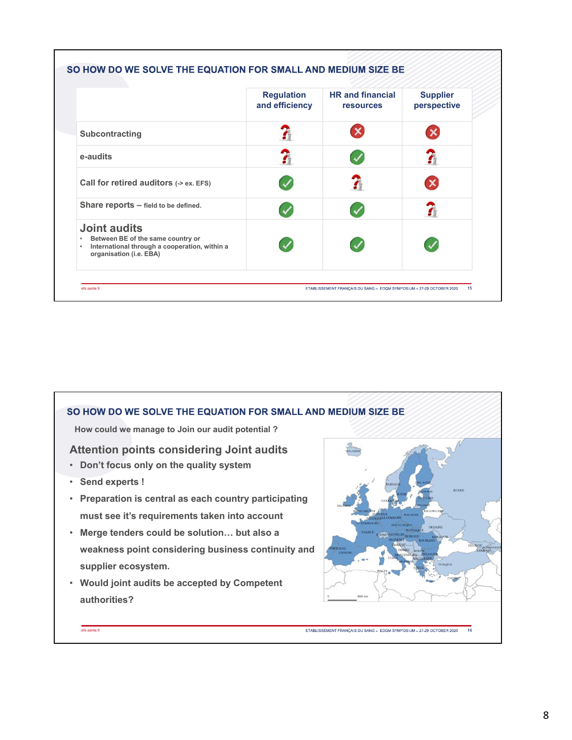## SO HOW DO WE SOLVE THE EQUATION FOR SMALL AND MEDIUM SIZE BE

| | Regulation and efficiency | HR and financial resources | Supplier perspective |
|---|---|---|---|
| Subcontracting | ? | ✗ | ✗ |
| e-audits | ? | ✓ | ? |
| Call for retired auditors (-> ex. EFS) | ✓ | ? | ✗ |
| Share reports – field to be defined. | ✓ | ✓ | ? |
| **Joint audits**<br>• Between BE of the same country or<br>• International through a cooperation, within a organisation (i.e. EBA) | ✓ | ✓ | ✓ |

## SO HOW DO WE SOLVE THE EQUATION FOR SMALL AND MEDIUM SIZE BE

How could we manage to Join our audit potential ?

### Attention points considering Joint audits

- Don't focus only on the quality system
- Send experts !
- Preparation is central as each country participating must see it's requirements taken into account
- Merge tenders could be solution… but also a weakness point considering business continuity and supplier ecosystem.
- Would joint audits be accepted by Competent authorities?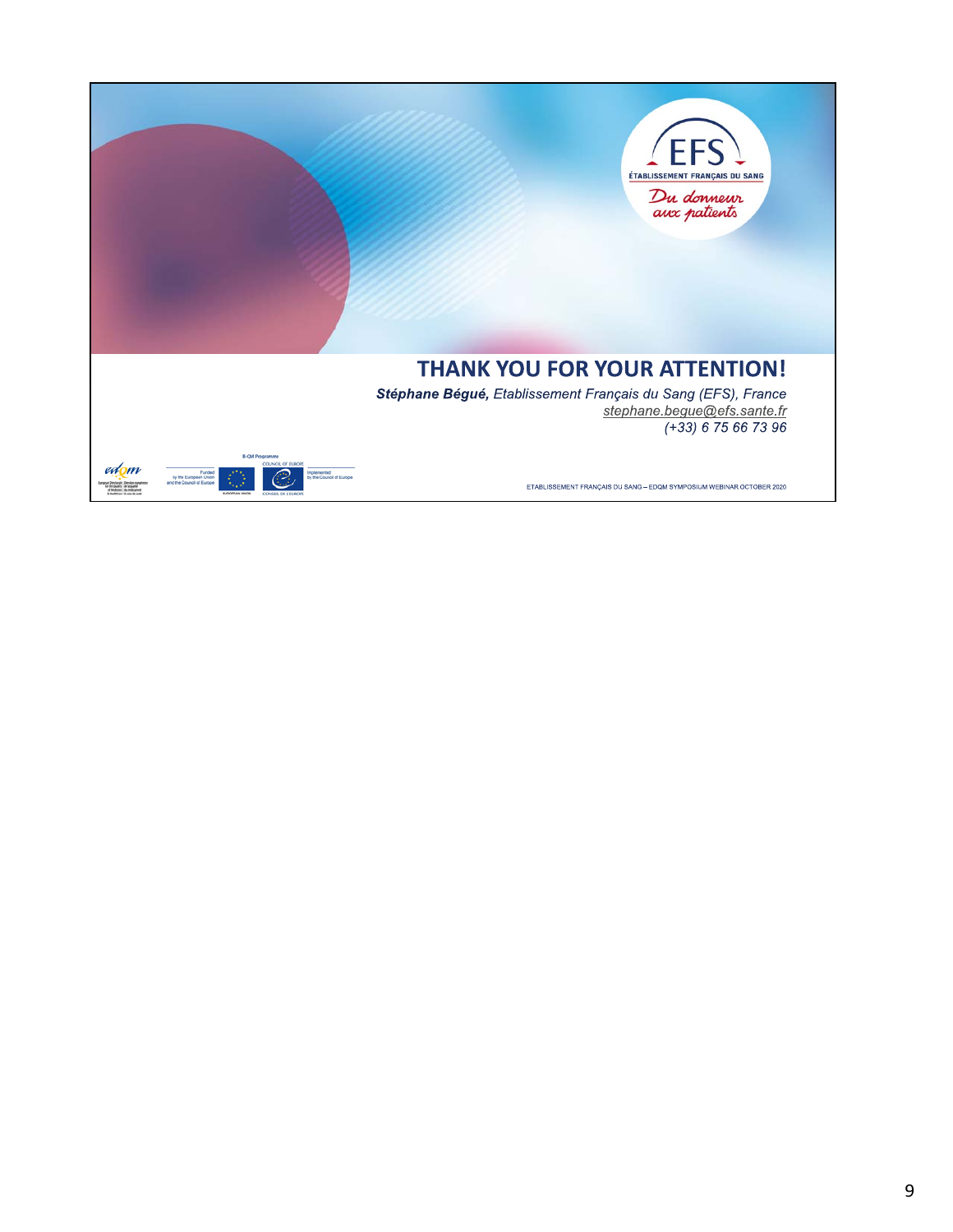EFS

ÉTABLISSEMENT FRANÇAIS DU SANG

*Du donneur aux patients*

## THANK YOU FOR YOUR ATTENTION!

***Stéphane Bégué,*** *Etablissement Français du Sang (EFS), France*

*stephane.begue@efs.sante.fr*

*(+33) 6 75 66 73 96*

B-QM Programme

Funded by the European Union and the Council of Europe

Implemented by the Council of Europe

ETABLISSEMENT FRANÇAIS DU SANG – EDQM SYMPOSIUM WEBINAR OCTOBER 2020